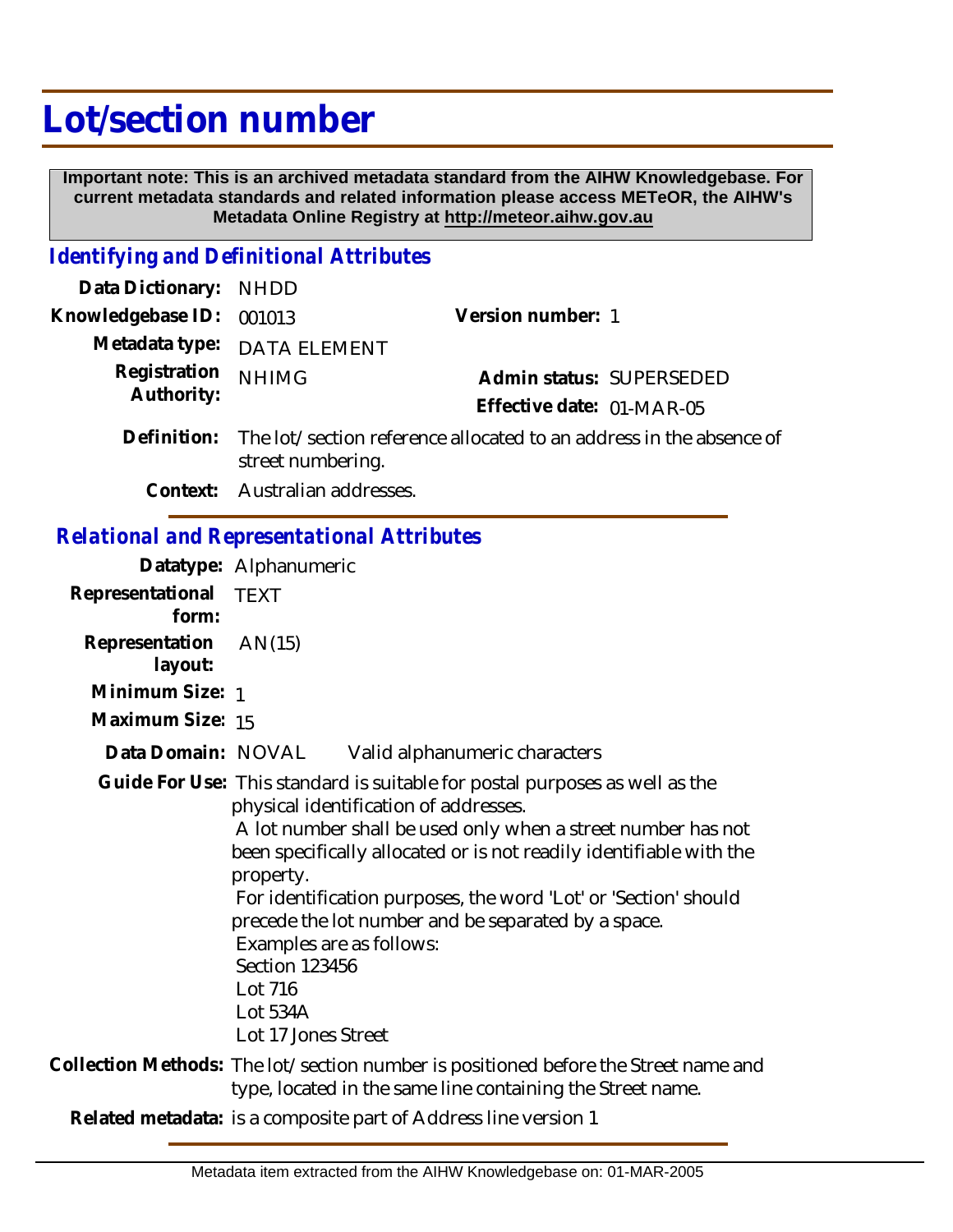# Lot/section number

**Important note: This is an archived metadata standard from the AIHW Knowledgebase. For current metadata standards and related information please access METeOR, the AIHW's Metadata Online Registry at http://meteor.aihw.gov.au**

## *Identifying and Definitional Attributes*

**Data Dictionary:** NHDD

**Knowledgebase ID:** 001013 | **Version number:** 1

**Metadata type:** DATA ELEMENT

**Registration Authority:** NHIMG | **Admin status:** SUPERSEDED

**Effective date:** 01-MAR-05

**Definition:** The lot/section reference allocated to an address in the absence of street numbering.

**Context:** Australian addresses.

## *Relational and Representational Attributes*

**Datatype:** Alphanumeric

**Representational form:** TEXT

**Representation layout:** AN(15)

**Minimum Size:** 1

**Maximum Size:** 15

**Data Domain:** NOVAL  Valid alphanumeric characters

**Guide For Use:** This standard is suitable for postal purposes as well as the physical identification of addresses.
A lot number shall be used only when a street number has not been specifically allocated or is not readily identifiable with the property.
For identification purposes, the word 'Lot' or 'Section' should precede the lot number and be separated by a space.
Examples are as follows:
Section 123456
Lot 716
Lot 534A
Lot 17 Jones Street

**Collection Methods:** The lot/section number is positioned before the Street name and type, located in the same line containing the Street name.

**Related metadata:** is a composite part of Address line version 1

Metadata item extracted from the AIHW Knowledgebase on: 01-MAR-2005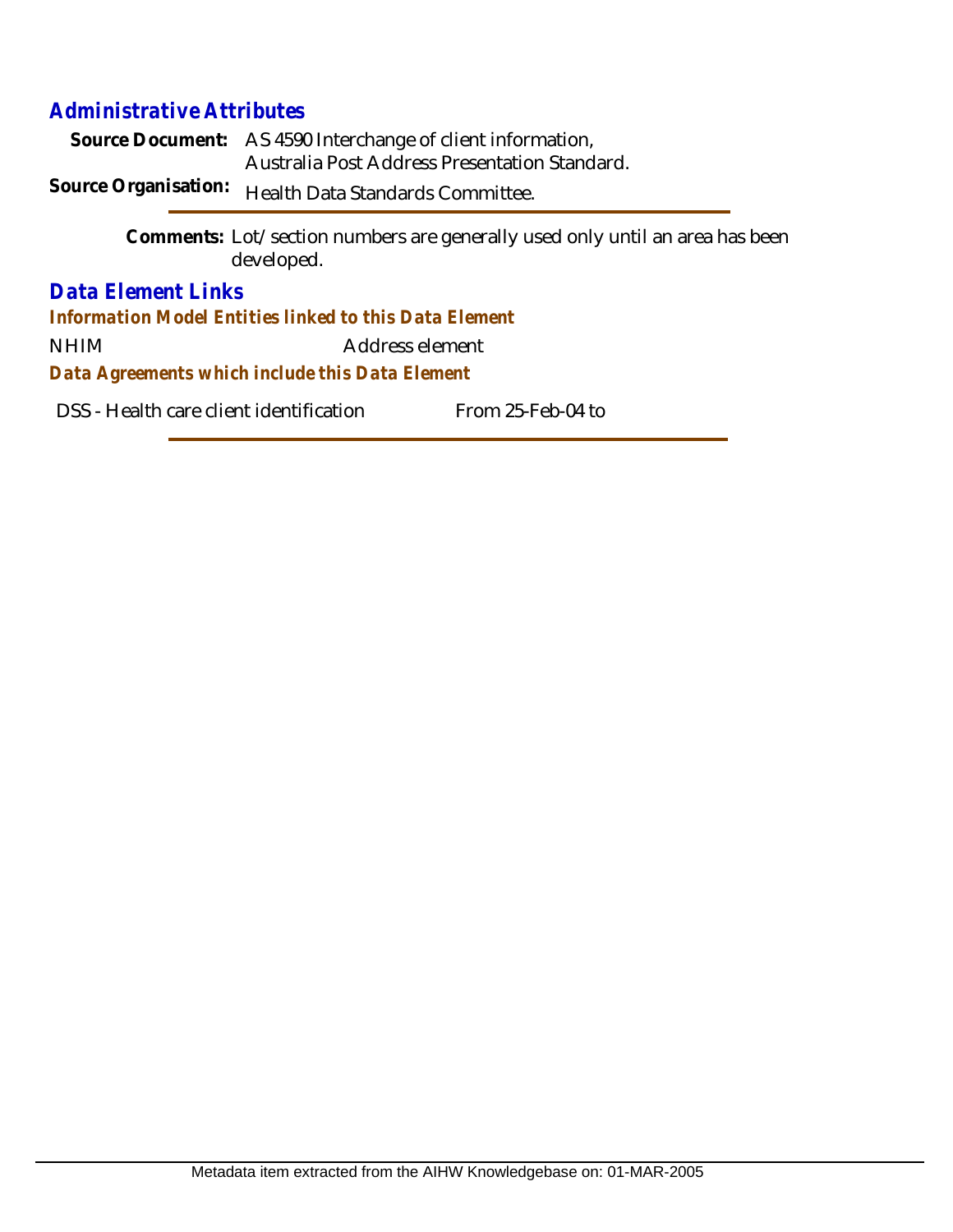## Administrative Attributes

**Source Document:** AS 4590 Interchange of client information, Australia Post Address Presentation Standard.

**Source Organisation:** Health Data Standards Committee.

**Comments:** Lot/section numbers are generally used only until an area has been developed.

## Data Element Links

### Information Model Entities linked to this Data Element

| | |
|---|---|
| NHIM | Address element |

### Data Agreements which include this Data Element

| | |
|---|---|
| DSS - Health care client identification | From 25-Feb-04 to |